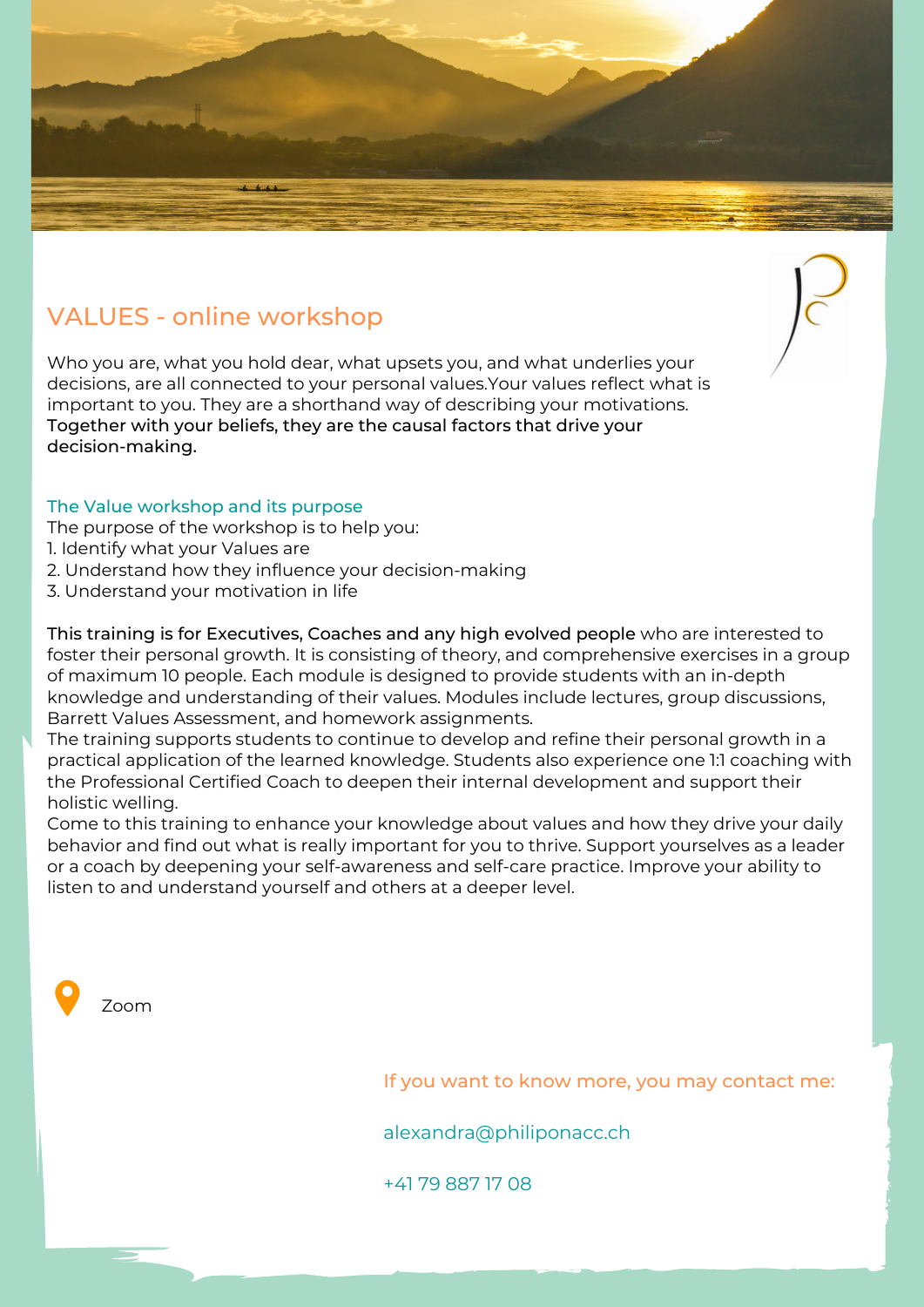# VALUES - online workshop

Who you are, what you hold dear, what upsets you, and what underlies your decisions, are all connected to your personal values.Your values reflect what is important to you. They are a shorthand way of describing your motivations. **Together with your beliefs, they are the causal factors that drive your decision-making.**

## The Value workshop and its purpose

The purpose of the workshop is to help you:

1. Identify what your Values are
2. Understand how they influence your decision-making
3. Understand your motivation in life

**This training is for Executives, Coaches and any high evolved people** who are interested to foster their personal growth. It is consisting of theory, and comprehensive exercises in a group of maximum 10 people. Each module is designed to provide students with an in-depth knowledge and understanding of their values. Modules include lectures, group discussions, Barrett Values Assessment, and homework assignments.

The training supports students to continue to develop and refine their personal growth in a practical application of the learned knowledge. Students also experience one 1:1 coaching with the Professional Certified Coach to deepen their internal development and support their holistic welling.

Come to this training to enhance your knowledge about values and how they drive your daily behavior and find out what is really important for you to thrive. Support yourselves as a leader or a coach by deepening your self-awareness and self-care practice. Improve your ability to listen to and understand yourself and others at a deeper level.

Zoom

If you want to know more, you may contact me:

alexandra@philiponacc.ch

+41 79 887 17 08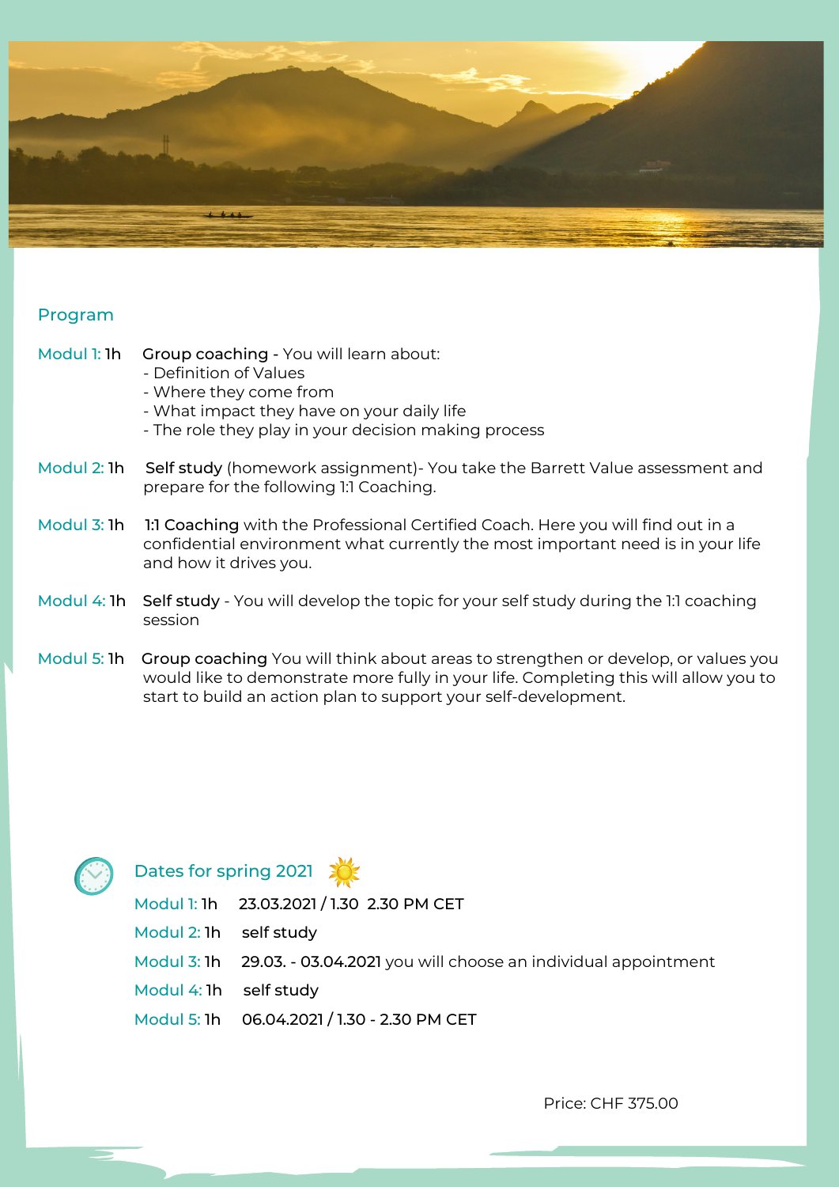## Program

**Modul 1: 1h** Group coaching - You will learn about:
- Definition of Values
- Where they come from
- What impact they have on your daily life
- The role they play in your decision making process

**Modul 2: 1h** Self study (homework assignment)- You take the Barrett Value assessment and prepare for the following 1:1 Coaching.

**Modul 3: 1h** 1:1 Coaching with the Professional Certified Coach. Here you will find out in a confidential environment what currently the most important need is in your life and how it drives you.

**Modul 4: 1h** Self study - You will develop the topic for your self study during the 1:1 coaching session

**Modul 5: 1h** Group coaching You will think about areas to strengthen or develop, or values you would like to demonstrate more fully in your life. Completing this will allow you to start to build an action plan to support your self-development.

## Dates for spring 2021

**Modul 1: 1h** 23.03.2021 / 1.30 2.30 PM CET

**Modul 2: 1h** self study

**Modul 3: 1h** 29.03. - 03.04.2021 you will choose an individual appointment

**Modul 4: 1h** self study

**Modul 5: 1h** 06.04.2021 / 1.30 - 2.30 PM CET

Price: CHF 375.00